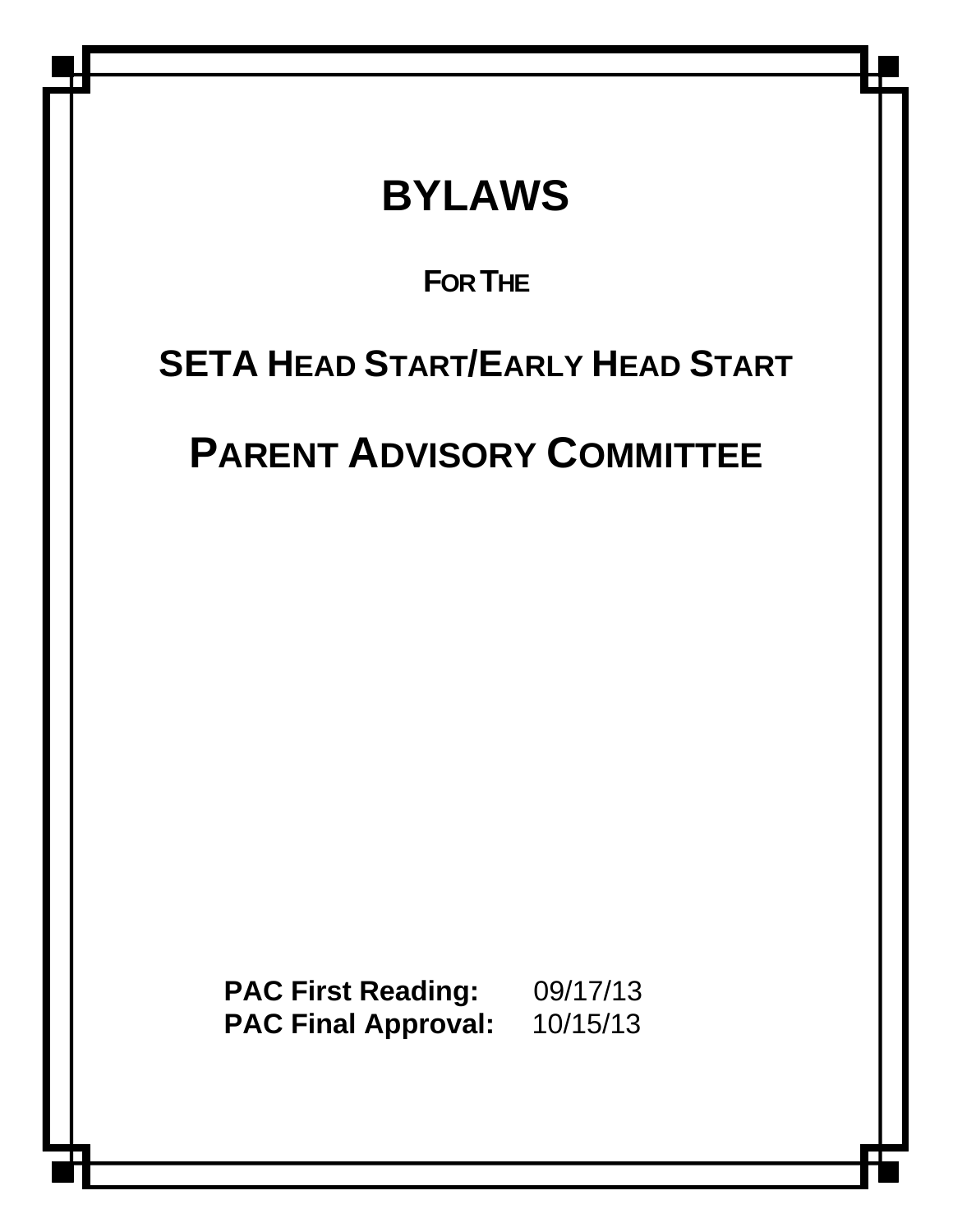# BYLAWS

**FOR THE**

## SETA HEAD START/EARLY HEAD START

## PARENT ADVISORY COMMITTEE

**PAC First Reading:** 09/17/13
**PAC Final Approval:** 10/15/13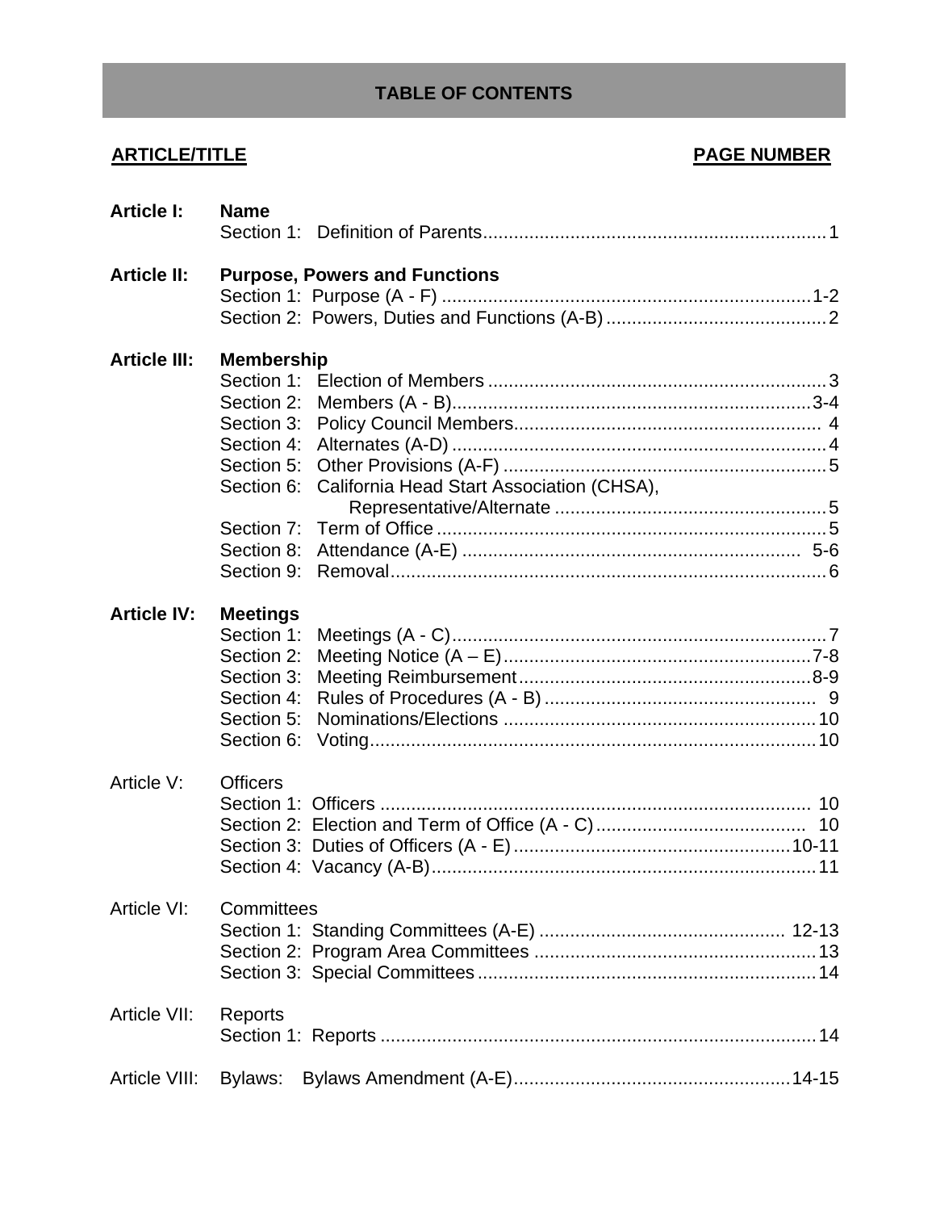## TABLE OF CONTENTS

| ARTICLE/TITLE | | PAGE NUMBER |
|---|---|---|
| **Article I:** | **Name** | |
| | Section 1: Definition of Parents | 1 |
| **Article II:** | **Purpose, Powers and Functions** | |
| | Section 1: Purpose (A - F) | 1-2 |
| | Section 2: Powers, Duties and Functions (A-B) | 2 |
| **Article III:** | **Membership** | |
| | Section 1: Election of Members | 3 |
| | Section 2: Members (A - B) | 3-4 |
| | Section 3: Policy Council Members | 4 |
| | Section 4: Alternates (A-D) | 4 |
| | Section 5: Other Provisions (A-F) | 5 |
| | Section 6: California Head Start Association (CHSA), Representative/Alternate | 5 |
| | Section 7: Term of Office | 5 |
| | Section 8: Attendance (A-E) | 5-6 |
| | Section 9: Removal | 6 |
| **Article IV:** | **Meetings** | |
| | Section 1: Meetings (A - C) | 7 |
| | Section 2: Meeting Notice (A – E) | 7-8 |
| | Section 3: Meeting Reimbursement | 8-9 |
| | Section 4: Rules of Procedures (A - B) | 9 |
| | Section 5: Nominations/Elections | 10 |
| | Section 6: Voting | 10 |
| Article V: | Officers | |
| | Section 1: Officers | 10 |
| | Section 2: Election and Term of Office (A - C) | 10 |
| | Section 3: Duties of Officers (A - E) | 10-11 |
| | Section 4: Vacancy (A-B) | 11 |
| Article VI: | Committees | |
| | Section 1: Standing Committees (A-E) | 12-13 |
| | Section 2: Program Area Committees | 13 |
| | Section 3: Special Committees | 14 |
| Article VII: | Reports | |
| | Section 1: Reports | 14 |
| Article VIII: | Bylaws: Bylaws Amendment (A-E) | 14-15 |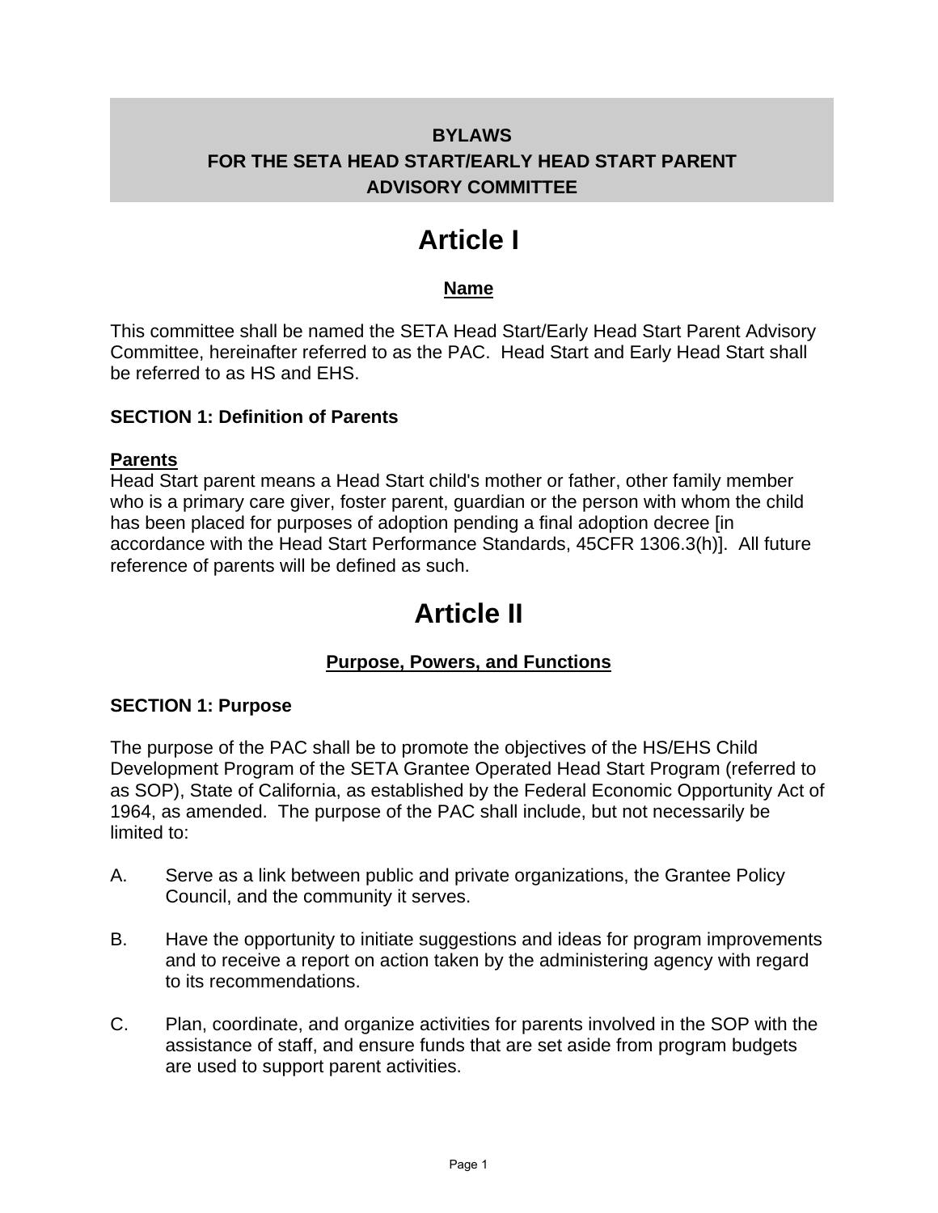# BYLAWS FOR THE SETA HEAD START/EARLY HEAD START PARENT ADVISORY COMMITTEE

# Article I

## Name

This committee shall be named the SETA Head Start/Early Head Start Parent Advisory Committee, hereinafter referred to as the PAC. Head Start and Early Head Start shall be referred to as HS and EHS.

### SECTION 1: Definition of Parents

**Parents**

Head Start parent means a Head Start child's mother or father, other family member who is a primary care giver, foster parent, guardian or the person with whom the child has been placed for purposes of adoption pending a final adoption decree [in accordance with the Head Start Performance Standards, 45CFR 1306.3(h)]. All future reference of parents will be defined as such.

# Article II

## Purpose, Powers, and Functions

### SECTION 1: Purpose

The purpose of the PAC shall be to promote the objectives of the HS/EHS Child Development Program of the SETA Grantee Operated Head Start Program (referred to as SOP), State of California, as established by the Federal Economic Opportunity Act of 1964, as amended. The purpose of the PAC shall include, but not necessarily be limited to:

A. Serve as a link between public and private organizations, the Grantee Policy Council, and the community it serves.

B. Have the opportunity to initiate suggestions and ideas for program improvements and to receive a report on action taken by the administering agency with regard to its recommendations.

C. Plan, coordinate, and organize activities for parents involved in the SOP with the assistance of staff, and ensure funds that are set aside from program budgets are used to support parent activities.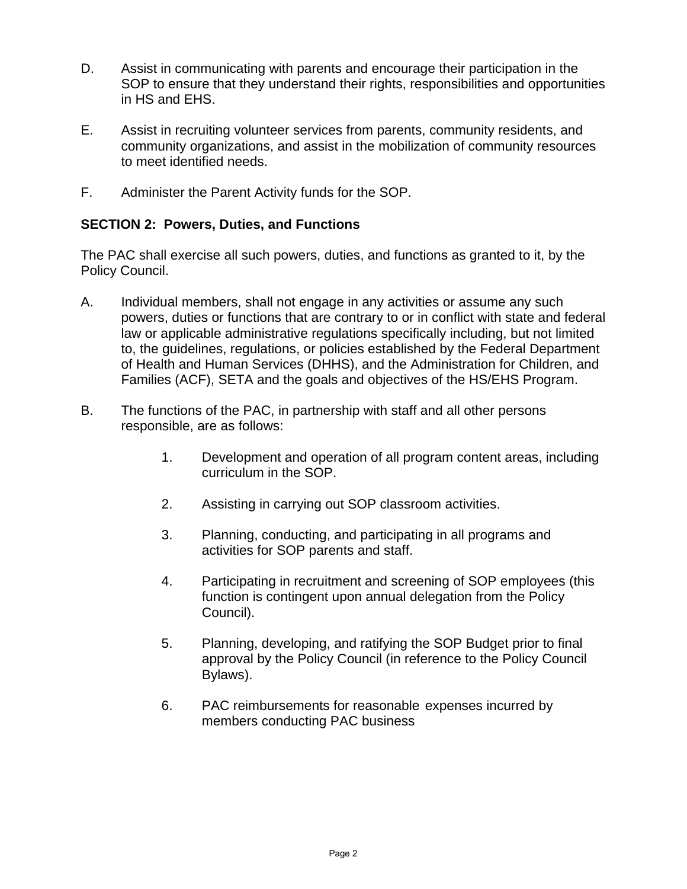D. Assist in communicating with parents and encourage their participation in the SOP to ensure that they understand their rights, responsibilities and opportunities in HS and EHS.

E. Assist in recruiting volunteer services from parents, community residents, and community organizations, and assist in the mobilization of community resources to meet identified needs.

F. Administer the Parent Activity funds for the SOP.

**SECTION 2: Powers, Duties, and Functions**

The PAC shall exercise all such powers, duties, and functions as granted to it, by the Policy Council.

A. Individual members, shall not engage in any activities or assume any such powers, duties or functions that are contrary to or in conflict with state and federal law or applicable administrative regulations specifically including, but not limited to, the guidelines, regulations, or policies established by the Federal Department of Health and Human Services (DHHS), and the Administration for Children, and Families (ACF), SETA and the goals and objectives of the HS/EHS Program.

B. The functions of the PAC, in partnership with staff and all other persons responsible, are as follows:

   1. Development and operation of all program content areas, including curriculum in the SOP.

   2. Assisting in carrying out SOP classroom activities.

   3. Planning, conducting, and participating in all programs and activities for SOP parents and staff.

   4. Participating in recruitment and screening of SOP employees (this function is contingent upon annual delegation from the Policy Council).

   5. Planning, developing, and ratifying the SOP Budget prior to final approval by the Policy Council (in reference to the Policy Council Bylaws).

   6. PAC reimbursements for reasonable expenses incurred by members conducting PAC business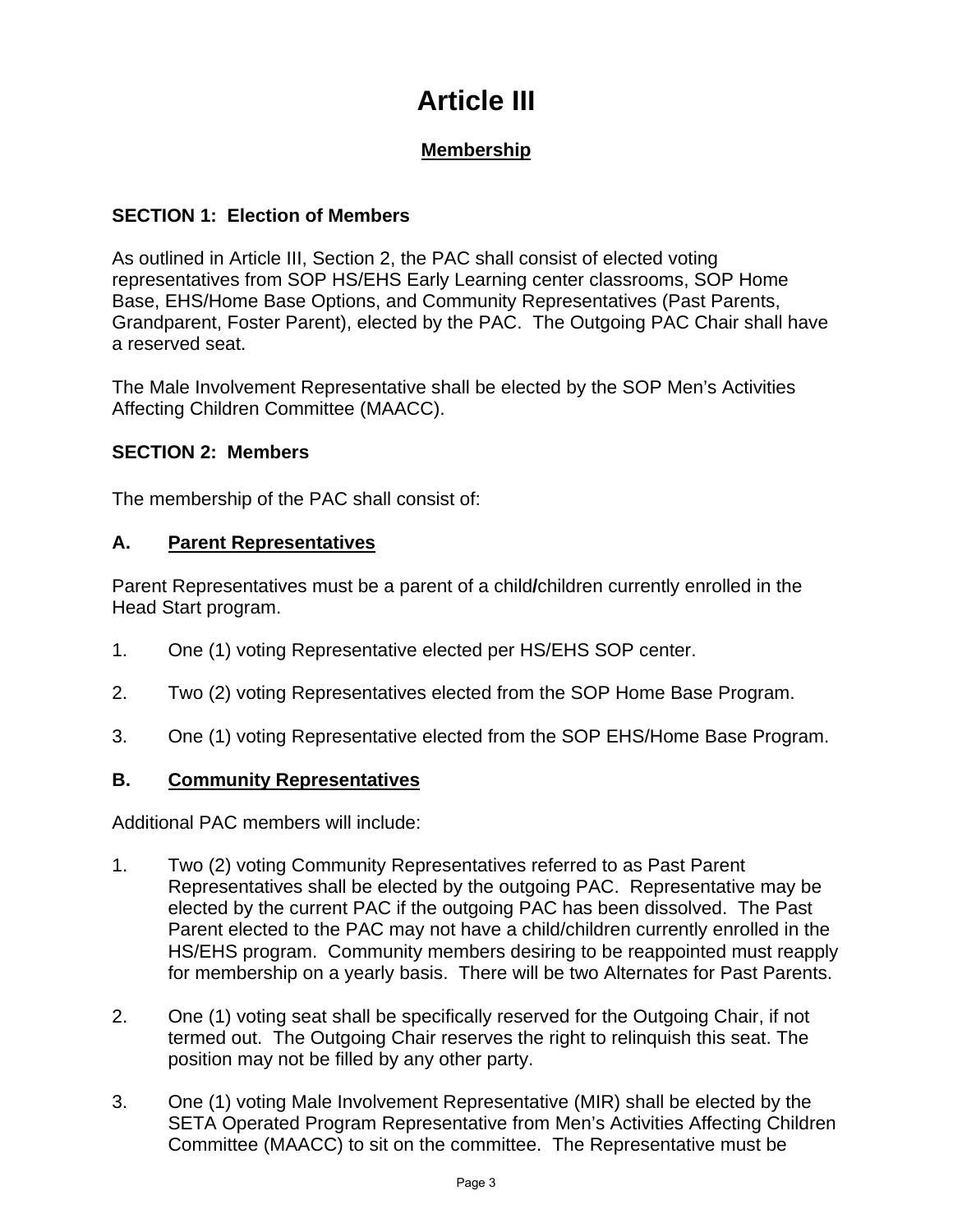# Article III

## Membership

**SECTION 1: Election of Members**

As outlined in Article III, Section 2, the PAC shall consist of elected voting representatives from SOP HS/EHS Early Learning center classrooms, SOP Home Base, EHS/Home Base Options, and Community Representatives (Past Parents, Grandparent, Foster Parent), elected by the PAC. The Outgoing PAC Chair shall have a reserved seat.

The Male Involvement Representative shall be elected by the SOP Men's Activities Affecting Children Committee (MAACC).

**SECTION 2: Members**

The membership of the PAC shall consist of:

**A. Parent Representatives**

Parent Representatives must be a parent of a child/children currently enrolled in the Head Start program.

1. One (1) voting Representative elected per HS/EHS SOP center.

2. Two (2) voting Representatives elected from the SOP Home Base Program.

3. One (1) voting Representative elected from the SOP EHS/Home Base Program.

**B. Community Representatives**

Additional PAC members will include:

1. Two (2) voting Community Representatives referred to as Past Parent Representatives shall be elected by the outgoing PAC. Representative may be elected by the current PAC if the outgoing PAC has been dissolved. The Past Parent elected to the PAC may not have a child/children currently enrolled in the HS/EHS program. Community members desiring to be reappointed must reapply for membership on a yearly basis. There will be two Alternates for Past Parents.

2. One (1) voting seat shall be specifically reserved for the Outgoing Chair, if not termed out. The Outgoing Chair reserves the right to relinquish this seat. The position may not be filled by any other party.

3. One (1) voting Male Involvement Representative (MIR) shall be elected by the SETA Operated Program Representative from Men's Activities Affecting Children Committee (MAACC) to sit on the committee. The Representative must be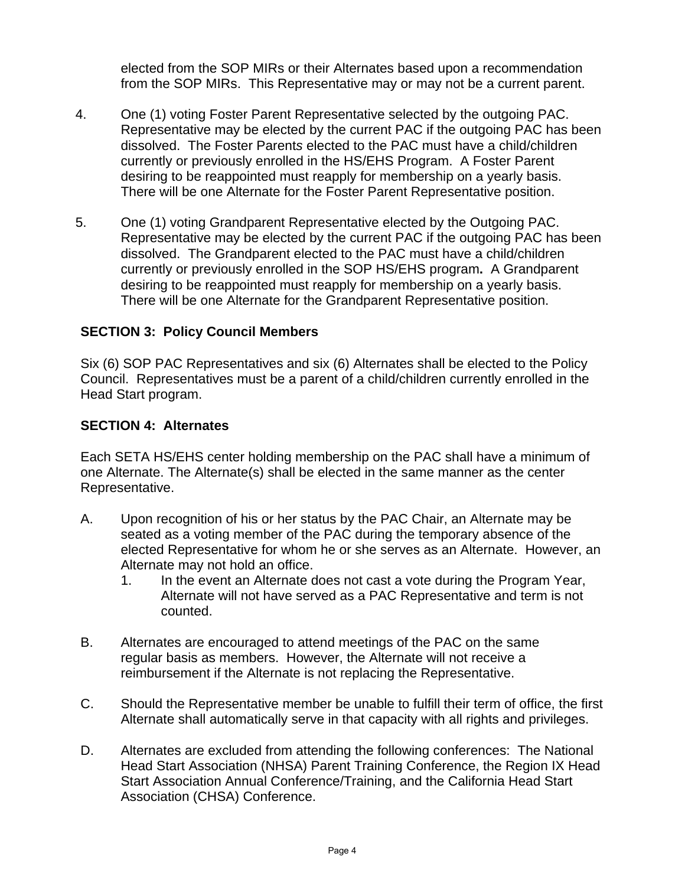elected from the SOP MIRs or their Alternates based upon a recommendation from the SOP MIRs. This Representative may or may not be a current parent.

4. One (1) voting Foster Parent Representative selected by the outgoing PAC. Representative may be elected by the current PAC if the outgoing PAC has been dissolved. The Foster Parents elected to the PAC must have a child/children currently or previously enrolled in the HS/EHS Program. A Foster Parent desiring to be reappointed must reapply for membership on a yearly basis. There will be one Alternate for the Foster Parent Representative position.

5. One (1) voting Grandparent Representative elected by the Outgoing PAC. Representative may be elected by the current PAC if the outgoing PAC has been dissolved. The Grandparent elected to the PAC must have a child/children currently or previously enrolled in the SOP HS/EHS program**.** A Grandparent desiring to be reappointed must reapply for membership on a yearly basis. There will be one Alternate for the Grandparent Representative position.

**SECTION 3: Policy Council Members**

Six (6) SOP PAC Representatives and six (6) Alternates shall be elected to the Policy Council. Representatives must be a parent of a child/children currently enrolled in the Head Start program.

**SECTION 4: Alternates**

Each SETA HS/EHS center holding membership on the PAC shall have a minimum of one Alternate. The Alternate(s) shall be elected in the same manner as the center Representative.

A. Upon recognition of his or her status by the PAC Chair, an Alternate may be seated as a voting member of the PAC during the temporary absence of the elected Representative for whom he or she serves as an Alternate. However, an Alternate may not hold an office.
   1. In the event an Alternate does not cast a vote during the Program Year, Alternate will not have served as a PAC Representative and term is not counted.

B. Alternates are encouraged to attend meetings of the PAC on the same regular basis as members. However, the Alternate will not receive a reimbursement if the Alternate is not replacing the Representative.

C. Should the Representative member be unable to fulfill their term of office, the first Alternate shall automatically serve in that capacity with all rights and privileges.

D. Alternates are excluded from attending the following conferences: The National Head Start Association (NHSA) Parent Training Conference, the Region IX Head Start Association Annual Conference/Training, and the California Head Start Association (CHSA) Conference.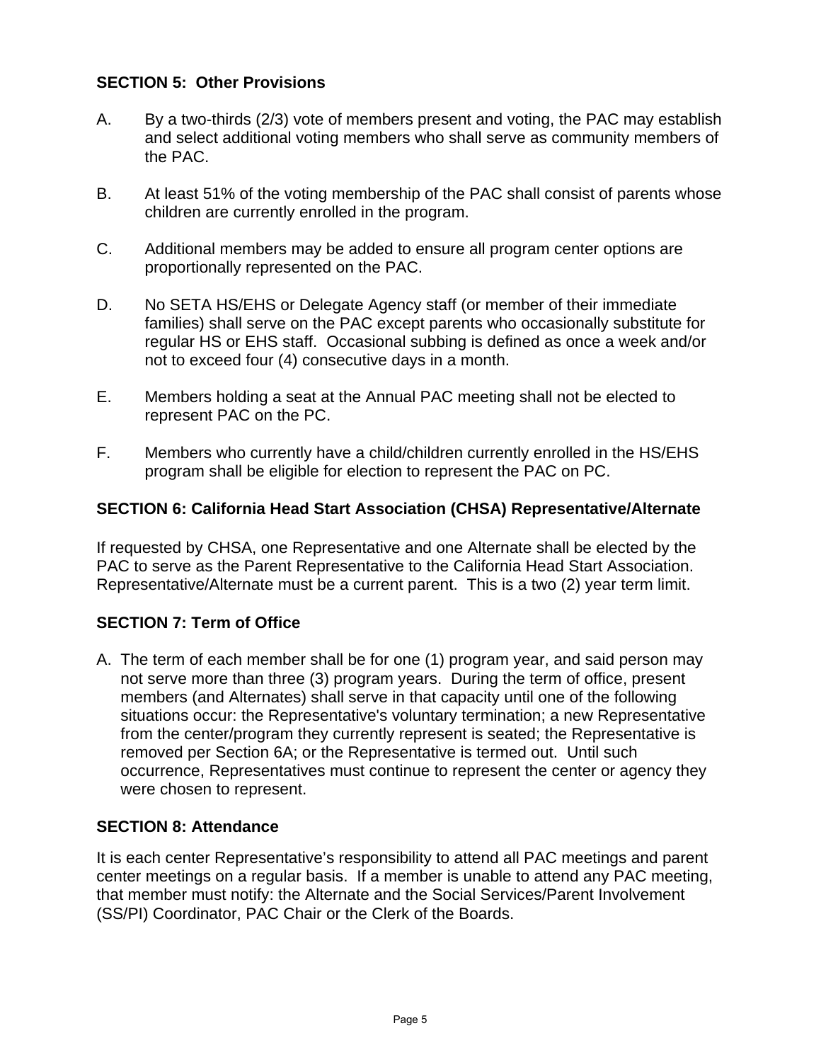**SECTION 5: Other Provisions**

A. By a two-thirds (2/3) vote of members present and voting, the PAC may establish and select additional voting members who shall serve as community members of the PAC.

B. At least 51% of the voting membership of the PAC shall consist of parents whose children are currently enrolled in the program.

C. Additional members may be added to ensure all program center options are proportionally represented on the PAC.

D. No SETA HS/EHS or Delegate Agency staff (or member of their immediate families) shall serve on the PAC except parents who occasionally substitute for regular HS or EHS staff. Occasional subbing is defined as once a week and/or not to exceed four (4) consecutive days in a month.

E. Members holding a seat at the Annual PAC meeting shall not be elected to represent PAC on the PC.

F. Members who currently have a child/children currently enrolled in the HS/EHS program shall be eligible for election to represent the PAC on PC.

**SECTION 6: California Head Start Association (CHSA) Representative/Alternate**

If requested by CHSA, one Representative and one Alternate shall be elected by the PAC to serve as the Parent Representative to the California Head Start Association. Representative/Alternate must be a current parent. This is a two (2) year term limit.

**SECTION 7: Term of Office**

A. The term of each member shall be for one (1) program year, and said person may not serve more than three (3) program years. During the term of office, present members (and Alternates) shall serve in that capacity until one of the following situations occur: the Representative's voluntary termination; a new Representative from the center/program they currently represent is seated; the Representative is removed per Section 6A; or the Representative is termed out. Until such occurrence, Representatives must continue to represent the center or agency they were chosen to represent.

**SECTION 8: Attendance**

It is each center Representative's responsibility to attend all PAC meetings and parent center meetings on a regular basis. If a member is unable to attend any PAC meeting, that member must notify: the Alternate and the Social Services/Parent Involvement (SS/PI) Coordinator, PAC Chair or the Clerk of the Boards.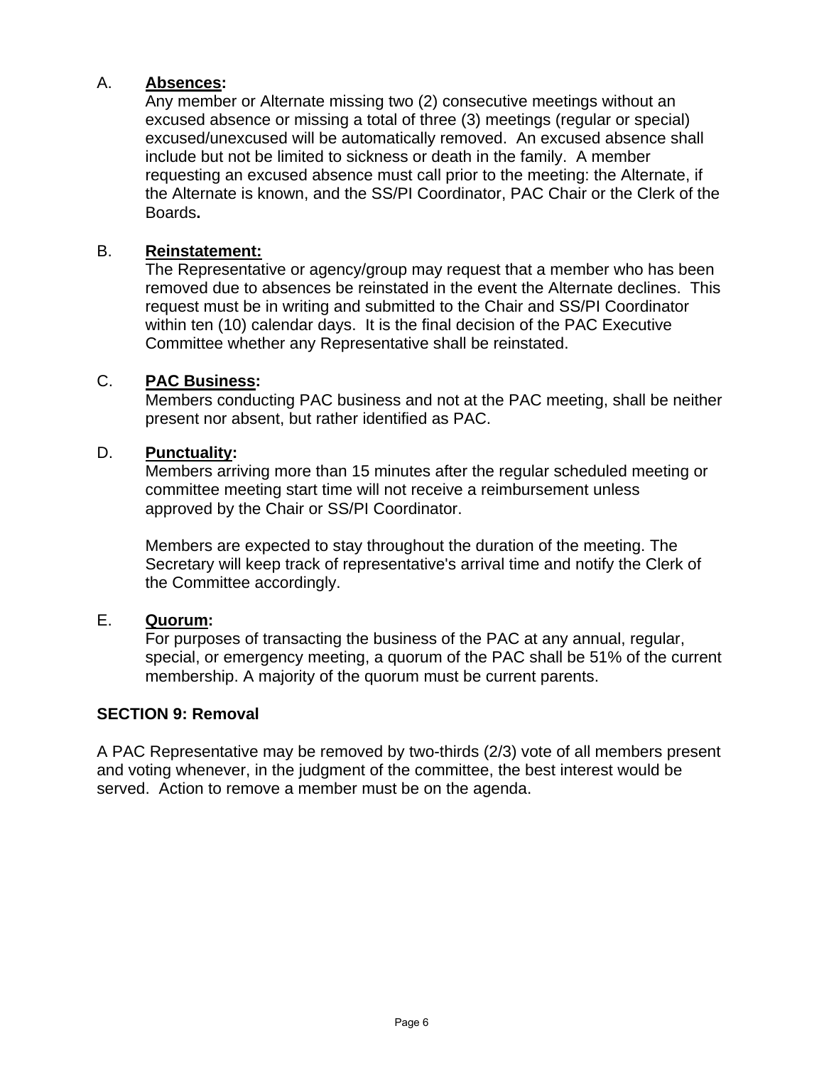A. **Absences:**

Any member or Alternate missing two (2) consecutive meetings without an excused absence or missing a total of three (3) meetings (regular or special) excused/unexcused will be automatically removed. An excused absence shall include but not be limited to sickness or death in the family. A member requesting an excused absence must call prior to the meeting: the Alternate, if the Alternate is known, and the SS/PI Coordinator, PAC Chair or the Clerk of the Boards**.**

B. **Reinstatement:**

The Representative or agency/group may request that a member who has been removed due to absences be reinstated in the event the Alternate declines. This request must be in writing and submitted to the Chair and SS/PI Coordinator within ten (10) calendar days. It is the final decision of the PAC Executive Committee whether any Representative shall be reinstated.

C. **PAC Business:**

Members conducting PAC business and not at the PAC meeting, shall be neither present nor absent, but rather identified as PAC.

D. **Punctuality:**

Members arriving more than 15 minutes after the regular scheduled meeting or committee meeting start time will not receive a reimbursement unless approved by the Chair or SS/PI Coordinator.

Members are expected to stay throughout the duration of the meeting. The Secretary will keep track of representative's arrival time and notify the Clerk of the Committee accordingly.

E. **Quorum:**

For purposes of transacting the business of the PAC at any annual, regular, special, or emergency meeting, a quorum of the PAC shall be 51% of the current membership. A majority of the quorum must be current parents.

**SECTION 9: Removal**

A PAC Representative may be removed by two-thirds (2/3) vote of all members present and voting whenever, in the judgment of the committee, the best interest would be served. Action to remove a member must be on the agenda.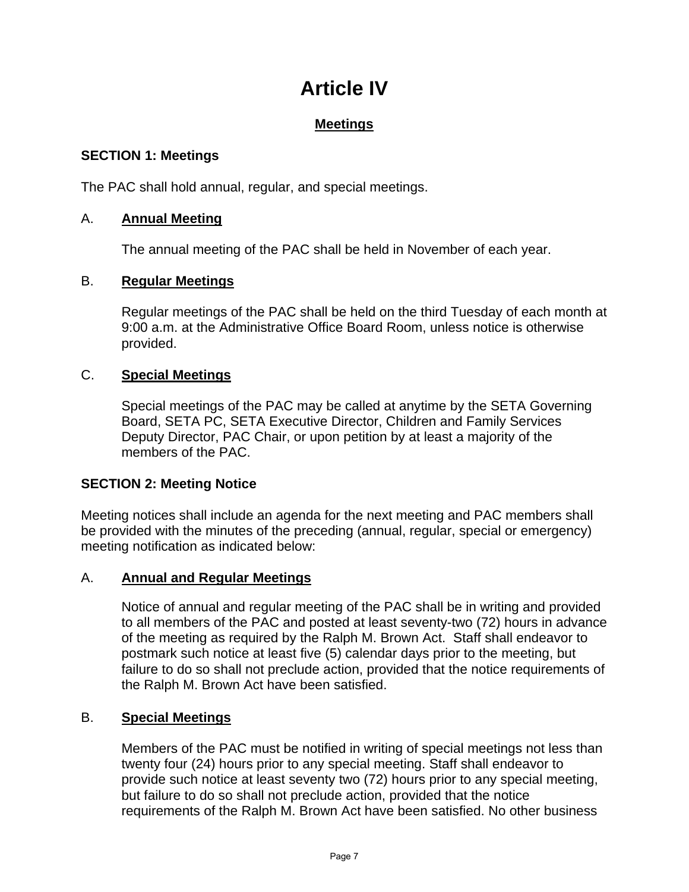# Article IV

## Meetings

### SECTION 1: Meetings

The PAC shall hold annual, regular, and special meetings.

A. **Annual Meeting**

The annual meeting of the PAC shall be held in November of each year.

B. **Regular Meetings**

Regular meetings of the PAC shall be held on the third Tuesday of each month at 9:00 a.m. at the Administrative Office Board Room, unless notice is otherwise provided.

C. **Special Meetings**

Special meetings of the PAC may be called at anytime by the SETA Governing Board, SETA PC, SETA Executive Director, Children and Family Services Deputy Director, PAC Chair, or upon petition by at least a majority of the members of the PAC.

### SECTION 2: Meeting Notice

Meeting notices shall include an agenda for the next meeting and PAC members shall be provided with the minutes of the preceding (annual, regular, special or emergency) meeting notification as indicated below:

A. **Annual and Regular Meetings**

Notice of annual and regular meeting of the PAC shall be in writing and provided to all members of the PAC and posted at least seventy-two (72) hours in advance of the meeting as required by the Ralph M. Brown Act. Staff shall endeavor to postmark such notice at least five (5) calendar days prior to the meeting, but failure to do so shall not preclude action, provided that the notice requirements of the Ralph M. Brown Act have been satisfied.

B. **Special Meetings**

Members of the PAC must be notified in writing of special meetings not less than twenty four (24) hours prior to any special meeting. Staff shall endeavor to provide such notice at least seventy two (72) hours prior to any special meeting, but failure to do so shall not preclude action, provided that the notice requirements of the Ralph M. Brown Act have been satisfied. No other business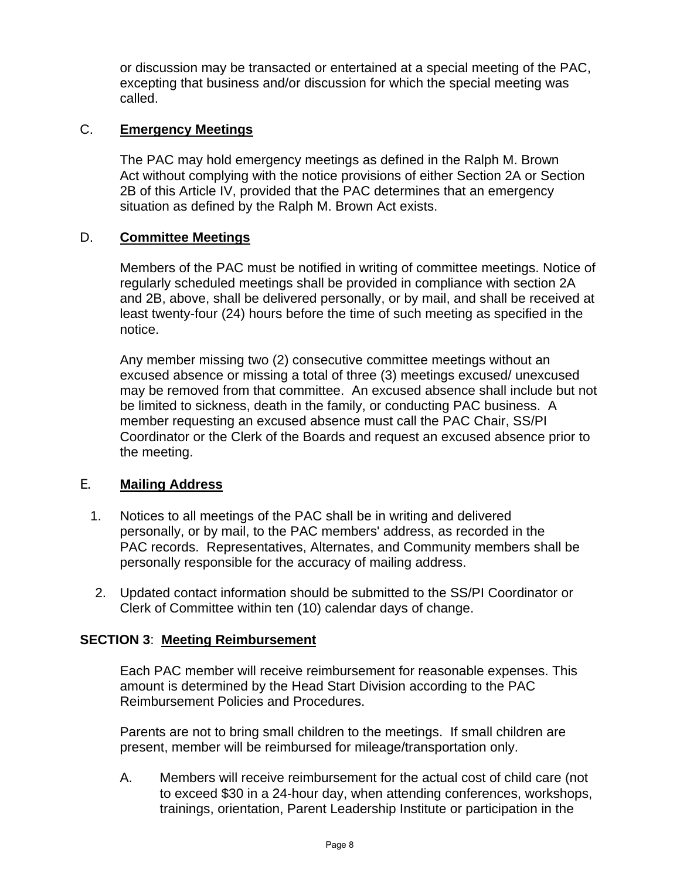or discussion may be transacted or entertained at a special meeting of the PAC, excepting that business and/or discussion for which the special meeting was called.

C. **Emergency Meetings**

The PAC may hold emergency meetings as defined in the Ralph M. Brown Act without complying with the notice provisions of either Section 2A or Section 2B of this Article IV, provided that the PAC determines that an emergency situation as defined by the Ralph M. Brown Act exists.

D. **Committee Meetings**

Members of the PAC must be notified in writing of committee meetings. Notice of regularly scheduled meetings shall be provided in compliance with section 2A and 2B, above, shall be delivered personally, or by mail, and shall be received at least twenty-four (24) hours before the time of such meeting as specified in the notice.

Any member missing two (2) consecutive committee meetings without an excused absence or missing a total of three (3) meetings excused/ unexcused may be removed from that committee. An excused absence shall include but not be limited to sickness, death in the family, or conducting PAC business. A member requesting an excused absence must call the PAC Chair, SS/PI Coordinator or the Clerk of the Boards and request an excused absence prior to the meeting.

E. **Mailing Address**

1. Notices to all meetings of the PAC shall be in writing and delivered personally, or by mail, to the PAC members' address, as recorded in the PAC records. Representatives, Alternates, and Community members shall be personally responsible for the accuracy of mailing address.
2. Updated contact information should be submitted to the SS/PI Coordinator or Clerk of Committee within ten (10) calendar days of change.

**SECTION 3**: **Meeting Reimbursement**

Each PAC member will receive reimbursement for reasonable expenses. This amount is determined by the Head Start Division according to the PAC Reimbursement Policies and Procedures.

Parents are not to bring small children to the meetings. If small children are present, member will be reimbursed for mileage/transportation only.

A. Members will receive reimbursement for the actual cost of child care (not to exceed $30 in a 24-hour day, when attending conferences, workshops, trainings, orientation, Parent Leadership Institute or participation in the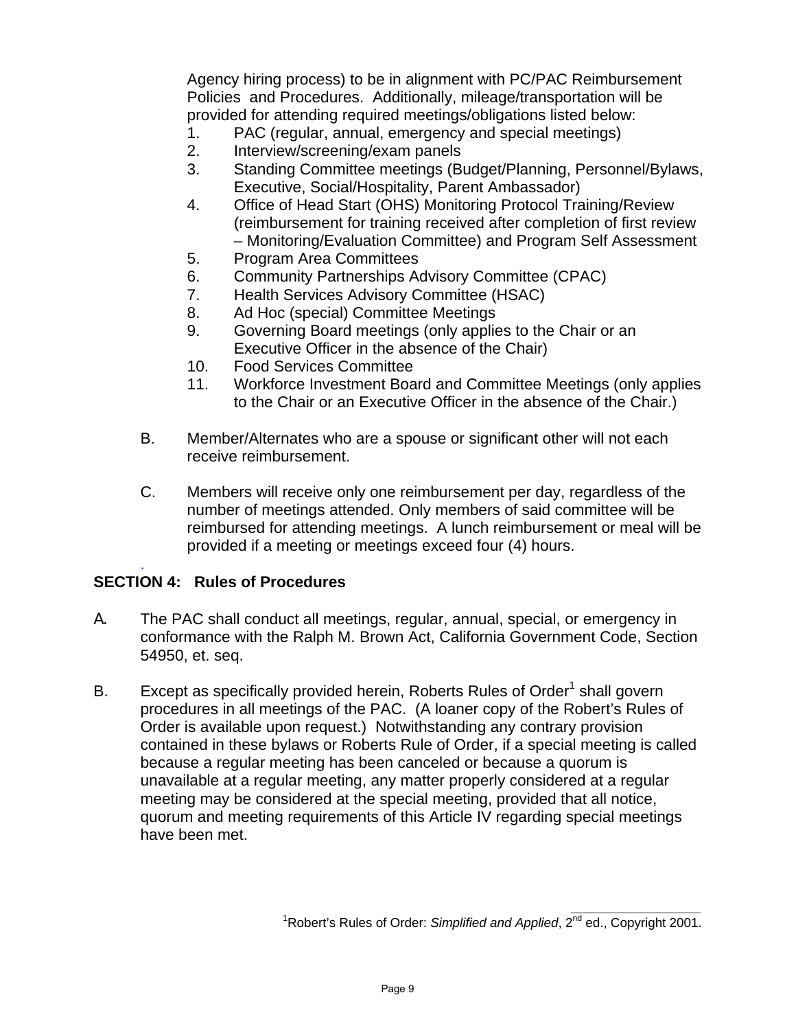Agency hiring process) to be in alignment with PC/PAC Reimbursement Policies and Procedures. Additionally, mileage/transportation will be provided for attending required meetings/obligations listed below:

1. PAC (regular, annual, emergency and special meetings)
2. Interview/screening/exam panels
3. Standing Committee meetings (Budget/Planning, Personnel/Bylaws, Executive, Social/Hospitality, Parent Ambassador)
4. Office of Head Start (OHS) Monitoring Protocol Training/Review (reimbursement for training received after completion of first review – Monitoring/Evaluation Committee) and Program Self Assessment
5. Program Area Committees
6. Community Partnerships Advisory Committee (CPAC)
7. Health Services Advisory Committee (HSAC)
8. Ad Hoc (special) Committee Meetings
9. Governing Board meetings (only applies to the Chair or an Executive Officer in the absence of the Chair)
10. Food Services Committee
11. Workforce Investment Board and Committee Meetings (only applies to the Chair or an Executive Officer in the absence of the Chair.)

B. Member/Alternates who are a spouse or significant other will not each receive reimbursement.

C. Members will receive only one reimbursement per day, regardless of the number of meetings attended. Only members of said committee will be reimbursed for attending meetings. A lunch reimbursement or meal will be provided if a meeting or meetings exceed four (4) hours.

**SECTION 4: Rules of Procedures**

A. The PAC shall conduct all meetings, regular, annual, special, or emergency in conformance with the Ralph M. Brown Act, California Government Code, Section 54950, et. seq.

B. Except as specifically provided herein, Roberts Rules of Order[1] shall govern procedures in all meetings of the PAC. (A loaner copy of the Robert's Rules of Order is available upon request.) Notwithstanding any contrary provision contained in these bylaws or Roberts Rule of Order, if a special meeting is called because a regular meeting has been canceled or because a quorum is unavailable at a regular meeting, any matter properly considered at a regular meeting may be considered at the special meeting, provided that all notice, quorum and meeting requirements of this Article IV regarding special meetings have been met.

[1]Robert's Rules of Order: *Simplified and Applied*, 2nd ed., Copyright 2001.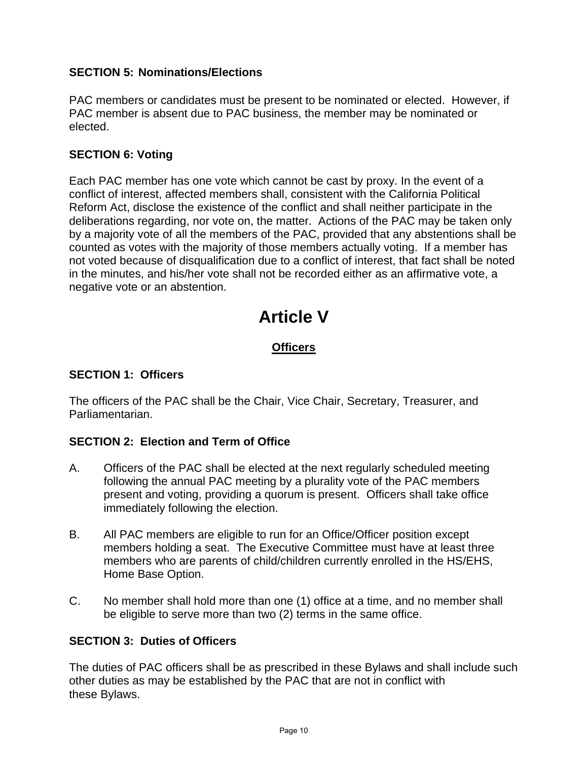### SECTION 5: Nominations/Elections

PAC members or candidates must be present to be nominated or elected. However, if PAC member is absent due to PAC business, the member may be nominated or elected.

### SECTION 6: Voting

Each PAC member has one vote which cannot be cast by proxy. In the event of a conflict of interest, affected members shall, consistent with the California Political Reform Act, disclose the existence of the conflict and shall neither participate in the deliberations regarding, nor vote on, the matter. Actions of the PAC may be taken only by a majority vote of all the members of the PAC, provided that any abstentions shall be counted as votes with the majority of those members actually voting. If a member has not voted because of disqualification due to a conflict of interest, that fact shall be noted in the minutes, and his/her vote shall not be recorded either as an affirmative vote, a negative vote or an abstention.

# Article V

## Officers

### SECTION 1: Officers

The officers of the PAC shall be the Chair, Vice Chair, Secretary, Treasurer, and Parliamentarian.

### SECTION 2: Election and Term of Office

A. Officers of the PAC shall be elected at the next regularly scheduled meeting following the annual PAC meeting by a plurality vote of the PAC members present and voting, providing a quorum is present. Officers shall take office immediately following the election.

B. All PAC members are eligible to run for an Office/Officer position except members holding a seat. The Executive Committee must have at least three members who are parents of child/children currently enrolled in the HS/EHS, Home Base Option.

C. No member shall hold more than one (1) office at a time, and no member shall be eligible to serve more than two (2) terms in the same office.

### SECTION 3: Duties of Officers

The duties of PAC officers shall be as prescribed in these Bylaws and shall include such other duties as may be established by the PAC that are not in conflict with these Bylaws.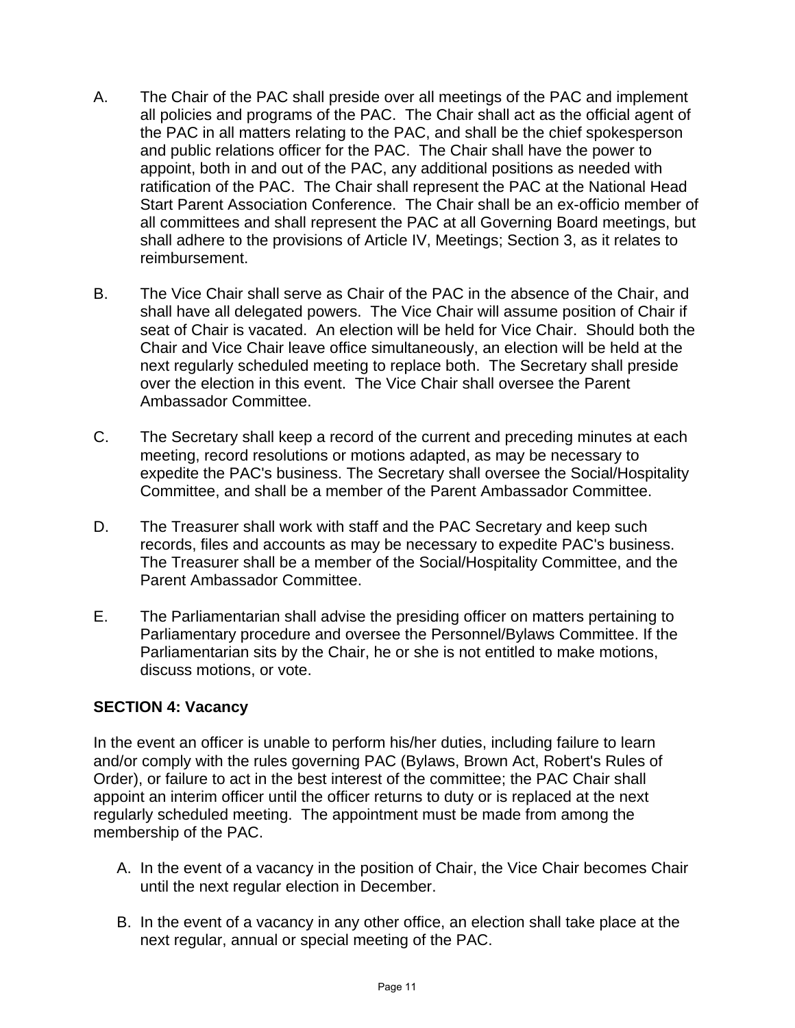A. The Chair of the PAC shall preside over all meetings of the PAC and implement all policies and programs of the PAC. The Chair shall act as the official agent of the PAC in all matters relating to the PAC, and shall be the chief spokesperson and public relations officer for the PAC. The Chair shall have the power to appoint, both in and out of the PAC, any additional positions as needed with ratification of the PAC. The Chair shall represent the PAC at the National Head Start Parent Association Conference. The Chair shall be an ex-officio member of all committees and shall represent the PAC at all Governing Board meetings, but shall adhere to the provisions of Article IV, Meetings; Section 3, as it relates to reimbursement.

B. The Vice Chair shall serve as Chair of the PAC in the absence of the Chair, and shall have all delegated powers. The Vice Chair will assume position of Chair if seat of Chair is vacated. An election will be held for Vice Chair. Should both the Chair and Vice Chair leave office simultaneously, an election will be held at the next regularly scheduled meeting to replace both. The Secretary shall preside over the election in this event. The Vice Chair shall oversee the Parent Ambassador Committee.

C. The Secretary shall keep a record of the current and preceding minutes at each meeting, record resolutions or motions adapted, as may be necessary to expedite the PAC's business. The Secretary shall oversee the Social/Hospitality Committee, and shall be a member of the Parent Ambassador Committee.

D. The Treasurer shall work with staff and the PAC Secretary and keep such records, files and accounts as may be necessary to expedite PAC's business. The Treasurer shall be a member of the Social/Hospitality Committee, and the Parent Ambassador Committee.

E. The Parliamentarian shall advise the presiding officer on matters pertaining to Parliamentary procedure and oversee the Personnel/Bylaws Committee. If the Parliamentarian sits by the Chair, he or she is not entitled to make motions, discuss motions, or vote.

**SECTION 4: Vacancy**

In the event an officer is unable to perform his/her duties, including failure to learn and/or comply with the rules governing PAC (Bylaws, Brown Act, Robert's Rules of Order), or failure to act in the best interest of the committee; the PAC Chair shall appoint an interim officer until the officer returns to duty or is replaced at the next regularly scheduled meeting. The appointment must be made from among the membership of the PAC.

A. In the event of a vacancy in the position of Chair, the Vice Chair becomes Chair until the next regular election in December.

B. In the event of a vacancy in any other office, an election shall take place at the next regular, annual or special meeting of the PAC.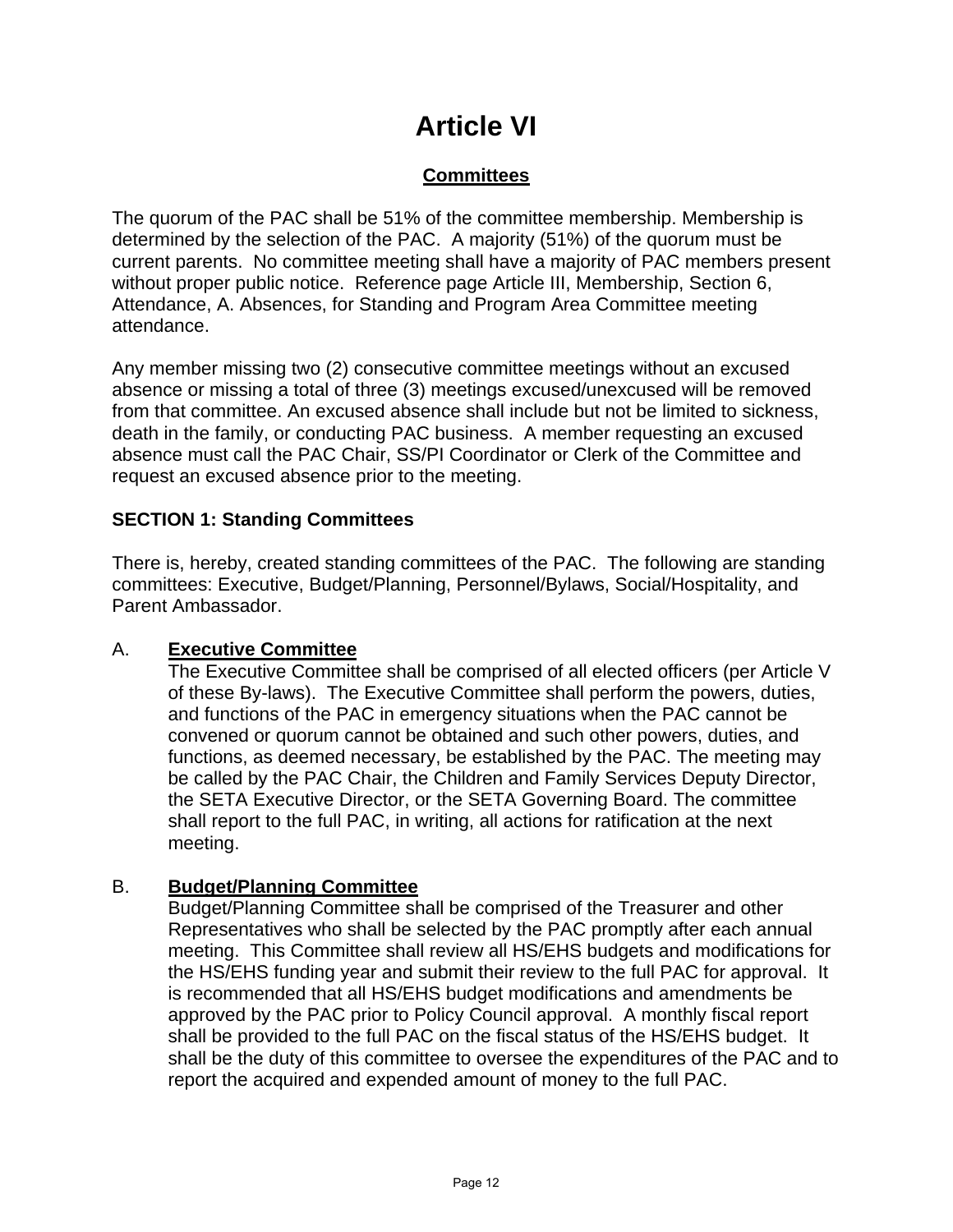# Article VI

## Committees

The quorum of the PAC shall be 51% of the committee membership. Membership is determined by the selection of the PAC. A majority (51%) of the quorum must be current parents. No committee meeting shall have a majority of PAC members present without proper public notice. Reference page Article III, Membership, Section 6, Attendance, A. Absences, for Standing and Program Area Committee meeting attendance.

Any member missing two (2) consecutive committee meetings without an excused absence or missing a total of three (3) meetings excused/unexcused will be removed from that committee. An excused absence shall include but not be limited to sickness, death in the family, or conducting PAC business. A member requesting an excused absence must call the PAC Chair, SS/PI Coordinator or Clerk of the Committee and request an excused absence prior to the meeting.

### SECTION 1: Standing Committees

There is, hereby, created standing committees of the PAC. The following are standing committees: Executive, Budget/Planning, Personnel/Bylaws, Social/Hospitality, and Parent Ambassador.

A. **Executive Committee**
The Executive Committee shall be comprised of all elected officers (per Article V of these By-laws). The Executive Committee shall perform the powers, duties, and functions of the PAC in emergency situations when the PAC cannot be convened or quorum cannot be obtained and such other powers, duties, and functions, as deemed necessary, be established by the PAC. The meeting may be called by the PAC Chair, the Children and Family Services Deputy Director, the SETA Executive Director, or the SETA Governing Board. The committee shall report to the full PAC, in writing, all actions for ratification at the next meeting.

B. **Budget/Planning Committee**
Budget/Planning Committee shall be comprised of the Treasurer and other Representatives who shall be selected by the PAC promptly after each annual meeting. This Committee shall review all HS/EHS budgets and modifications for the HS/EHS funding year and submit their review to the full PAC for approval. It is recommended that all HS/EHS budget modifications and amendments be approved by the PAC prior to Policy Council approval. A monthly fiscal report shall be provided to the full PAC on the fiscal status of the HS/EHS budget. It shall be the duty of this committee to oversee the expenditures of the PAC and to report the acquired and expended amount of money to the full PAC.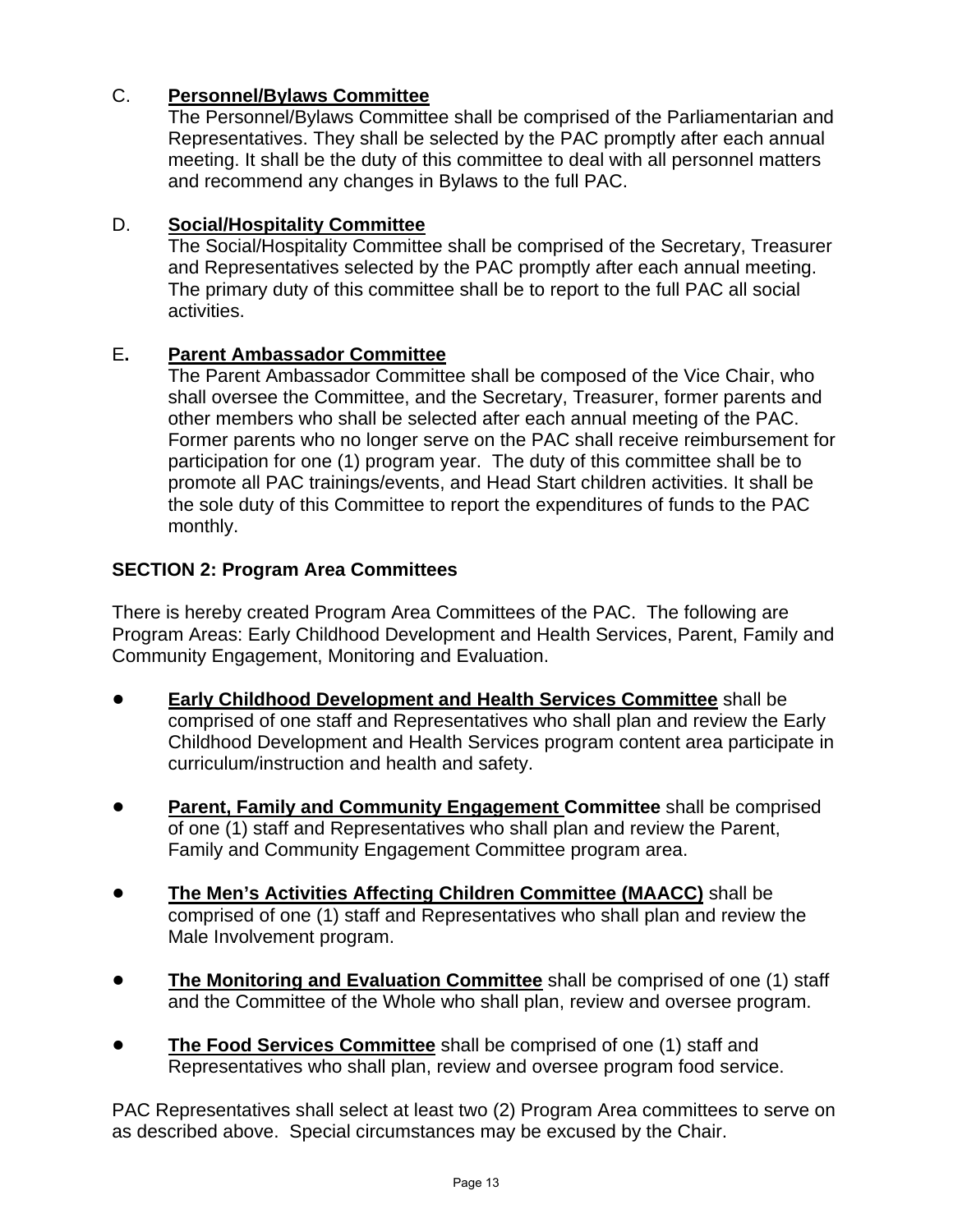C. **<u>Personnel/Bylaws Committee</u>**
The Personnel/Bylaws Committee shall be comprised of the Parliamentarian and Representatives. They shall be selected by the PAC promptly after each annual meeting. It shall be the duty of this committee to deal with all personnel matters and recommend any changes in Bylaws to the full PAC.

D. **<u>Social/Hospitality Committee</u>**
The Social/Hospitality Committee shall be comprised of the Secretary, Treasurer and Representatives selected by the PAC promptly after each annual meeting. The primary duty of this committee shall be to report to the full PAC all social activities.

E**.** **<u>Parent Ambassador Committee</u>**
The Parent Ambassador Committee shall be composed of the Vice Chair, who shall oversee the Committee, and the Secretary, Treasurer, former parents and other members who shall be selected after each annual meeting of the PAC. Former parents who no longer serve on the PAC shall receive reimbursement for participation for one (1) program year. The duty of this committee shall be to promote all PAC trainings/events, and Head Start children activities. It shall be the sole duty of this Committee to report the expenditures of funds to the PAC monthly.

**SECTION 2: Program Area Committees**

There is hereby created Program Area Committees of the PAC. The following are Program Areas: Early Childhood Development and Health Services, Parent, Family and Community Engagement, Monitoring and Evaluation.

- **<u>Early Childhood Development and Health Services Committee</u>** shall be comprised of one staff and Representatives who shall plan and review the Early Childhood Development and Health Services program content area participate in curriculum/instruction and health and safety.

- **<u>Parent, Family and Community Engagement</u> Committee** shall be comprised of one (1) staff and Representatives who shall plan and review the Parent, Family and Community Engagement Committee program area.

- **<u>The Men's Activities Affecting Children Committee (MAACC)</u>** shall be comprised of one (1) staff and Representatives who shall plan and review the Male Involvement program.

- **<u>The Monitoring and Evaluation Committee</u>** shall be comprised of one (1) staff and the Committee of the Whole who shall plan, review and oversee program.

- **<u>The Food Services Committee</u>** shall be comprised of one (1) staff and Representatives who shall plan, review and oversee program food service.

PAC Representatives shall select at least two (2) Program Area committees to serve on as described above. Special circumstances may be excused by the Chair.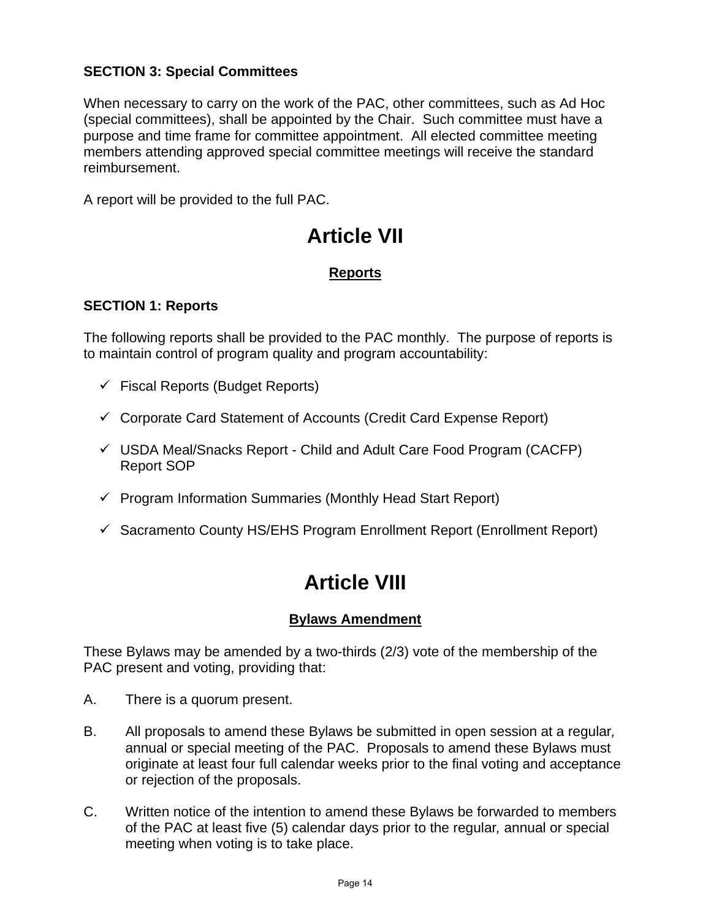**SECTION 3: Special Committees**

When necessary to carry on the work of the PAC, other committees, such as Ad Hoc (special committees), shall be appointed by the Chair. Such committee must have a purpose and time frame for committee appointment. All elected committee meeting members attending approved special committee meetings will receive the standard reimbursement.

A report will be provided to the full PAC.

# Article VII

## Reports

**SECTION 1: Reports**

The following reports shall be provided to the PAC monthly. The purpose of reports is to maintain control of program quality and program accountability:

- ✓ Fiscal Reports (Budget Reports)
- ✓ Corporate Card Statement of Accounts (Credit Card Expense Report)
- ✓ USDA Meal/Snacks Report - Child and Adult Care Food Program (CACFP) Report SOP
- ✓ Program Information Summaries (Monthly Head Start Report)
- ✓ Sacramento County HS/EHS Program Enrollment Report (Enrollment Report)

# Article VIII

## Bylaws Amendment

These Bylaws may be amended by a two-thirds (2/3) vote of the membership of the PAC present and voting, providing that:

A. There is a quorum present.

B. All proposals to amend these Bylaws be submitted in open session at a regular, annual or special meeting of the PAC. Proposals to amend these Bylaws must originate at least four full calendar weeks prior to the final voting and acceptance or rejection of the proposals.

C. Written notice of the intention to amend these Bylaws be forwarded to members of the PAC at least five (5) calendar days prior to the regular, annual or special meeting when voting is to take place.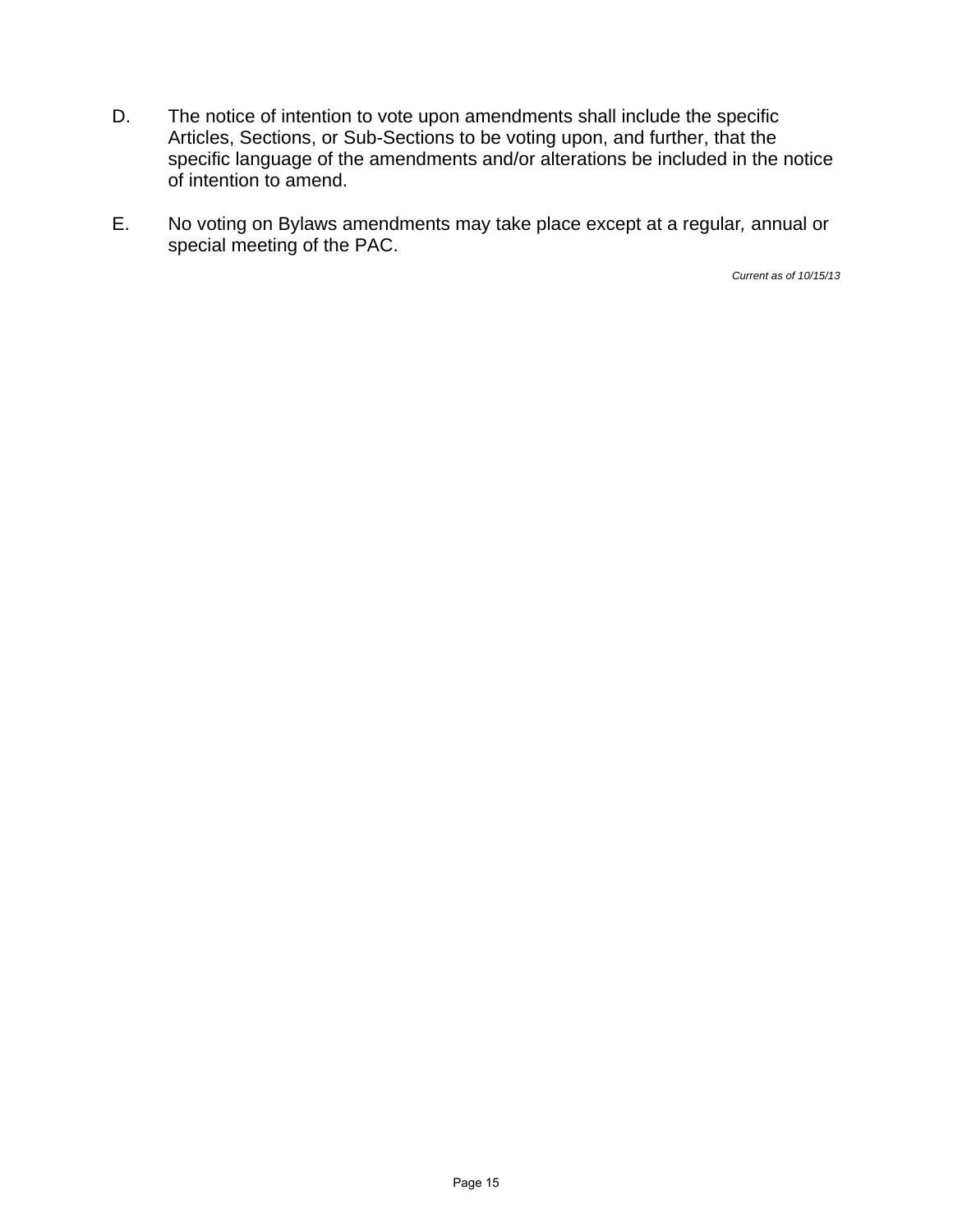D. The notice of intention to vote upon amendments shall include the specific Articles, Sections, or Sub-Sections to be voting upon, and further, that the specific language of the amendments and/or alterations be included in the notice of intention to amend.

E. No voting on Bylaws amendments may take place except at a regular, annual or special meeting of the PAC.

*Current as of 10/15/13*